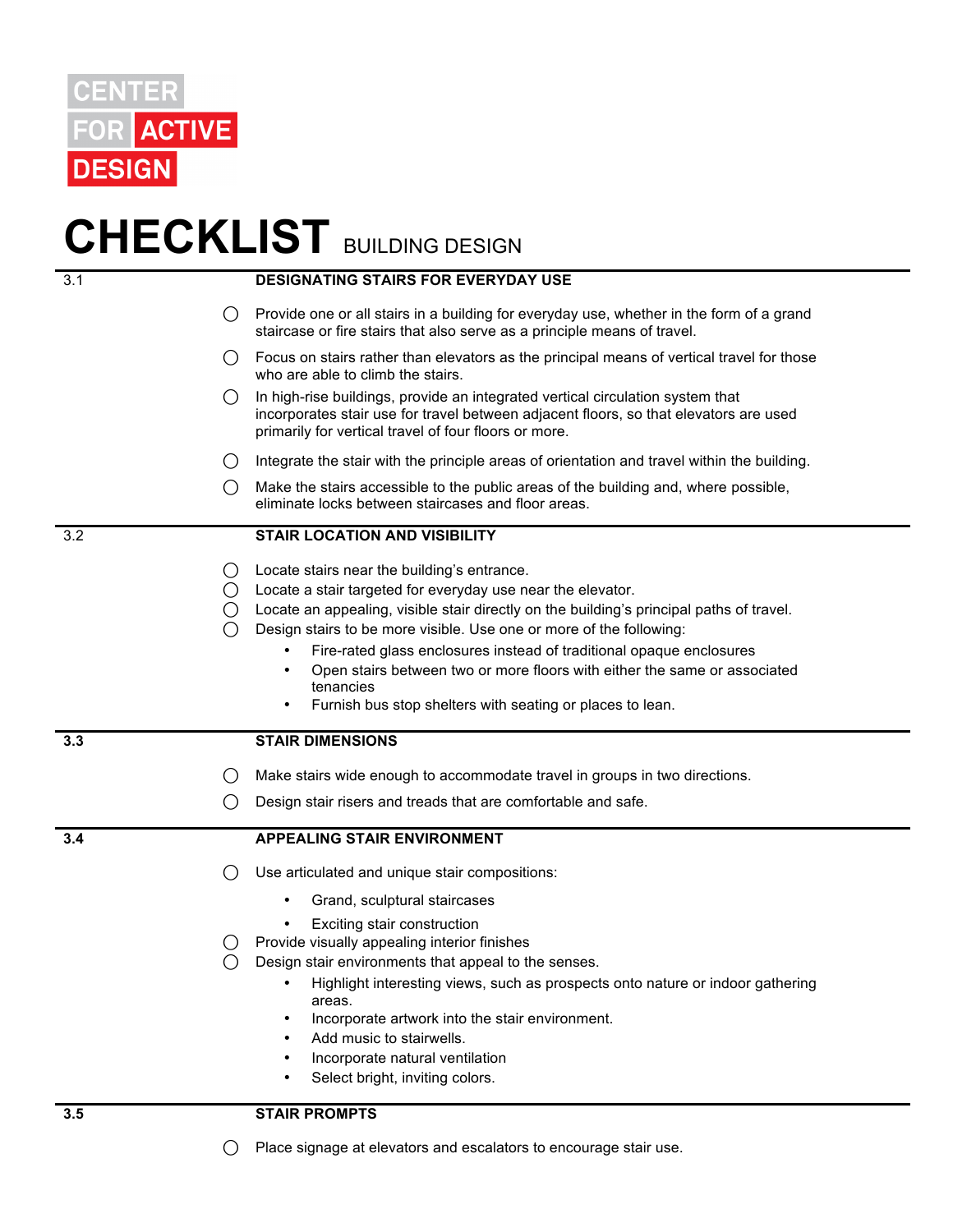CENTER FOR ACTIVE DESIGN

# CHECKLIST BUILDING DESIGN

## 3.1 DESIGNATING STAIRS FOR EVERYDAY USE

- ◯ Provide one or all stairs in a building for everyday use, whether in the form of a grand staircase or fire stairs that also serve as a principle means of travel.
- ◯ Focus on stairs rather than elevators as the principal means of vertical travel for those who are able to climb the stairs.
- ◯ In high-rise buildings, provide an integrated vertical circulation system that incorporates stair use for travel between adjacent floors, so that elevators are used primarily for vertical travel of four floors or more.
- ◯ Integrate the stair with the principle areas of orientation and travel within the building.
- ◯ Make the stairs accessible to the public areas of the building and, where possible, eliminate locks between staircases and floor areas.

## 3.2 STAIR LOCATION AND VISIBILITY

- ◯ Locate stairs near the building's entrance.
- ◯ Locate a stair targeted for everyday use near the elevator.
- ◯ Locate an appealing, visible stair directly on the building's principal paths of travel.
- ◯ Design stairs to be more visible. Use one or more of the following:
  - Fire-rated glass enclosures instead of traditional opaque enclosures
  - Open stairs between two or more floors with either the same or associated tenancies
  - Furnish bus stop shelters with seating or places to lean.

## 3.3 STAIR DIMENSIONS

- ◯ Make stairs wide enough to accommodate travel in groups in two directions.
- ◯ Design stair risers and treads that are comfortable and safe.

## 3.4 APPEALING STAIR ENVIRONMENT

- ◯ Use articulated and unique stair compositions:
  - Grand, sculptural staircases
  - Exciting stair construction
- ◯ Provide visually appealing interior finishes
- ◯ Design stair environments that appeal to the senses.
  - Highlight interesting views, such as prospects onto nature or indoor gathering areas.
  - Incorporate artwork into the stair environment.
  - Add music to stairwells.
  - Incorporate natural ventilation
  - Select bright, inviting colors.

## 3.5 STAIR PROMPTS

- ◯ Place signage at elevators and escalators to encourage stair use.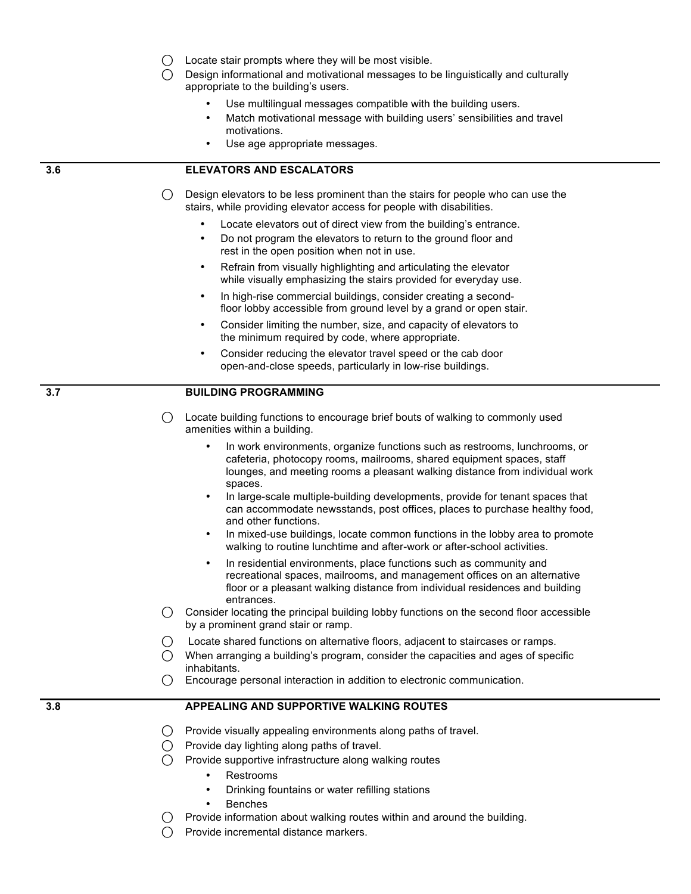- ◯ Locate stair prompts where they will be most visible.
- ◯ Design informational and motivational messages to be linguistically and culturally appropriate to the building's users.
  - Use multilingual messages compatible with the building users.
  - Match motivational message with building users' sensibilities and travel motivations.
  - Use age appropriate messages.

## 3.6 ELEVATORS AND ESCALATORS

- ◯ Design elevators to be less prominent than the stairs for people who can use the stairs, while providing elevator access for people with disabilities.
  - Locate elevators out of direct view from the building's entrance.
  - Do not program the elevators to return to the ground floor and rest in the open position when not in use.
  - Refrain from visually highlighting and articulating the elevator while visually emphasizing the stairs provided for everyday use.
  - In high-rise commercial buildings, consider creating a second-floor lobby accessible from ground level by a grand or open stair.
  - Consider limiting the number, size, and capacity of elevators to the minimum required by code, where appropriate.
  - Consider reducing the elevator travel speed or the cab door open-and-close speeds, particularly in low-rise buildings.

## 3.7 BUILDING PROGRAMMING

- ◯ Locate building functions to encourage brief bouts of walking to commonly used amenities within a building.
  - In work environments, organize functions such as restrooms, lunchrooms, or cafeteria, photocopy rooms, mailrooms, shared equipment spaces, staff lounges, and meeting rooms a pleasant walking distance from individual work spaces.
  - In large-scale multiple-building developments, provide for tenant spaces that can accommodate newsstands, post offices, places to purchase healthy food, and other functions.
  - In mixed-use buildings, locate common functions in the lobby area to promote walking to routine lunchtime and after-work or after-school activities.
  - In residential environments, place functions such as community and recreational spaces, mailrooms, and management offices on an alternative floor or a pleasant walking distance from individual residences and building entrances.
- ◯ Consider locating the principal building lobby functions on the second floor accessible by a prominent grand stair or ramp.
- ◯ Locate shared functions on alternative floors, adjacent to staircases or ramps.
- ◯ When arranging a building's program, consider the capacities and ages of specific inhabitants.
- ◯ Encourage personal interaction in addition to electronic communication.

## 3.8 APPEALING AND SUPPORTIVE WALKING ROUTES

- ◯ Provide visually appealing environments along paths of travel.
- ◯ Provide day lighting along paths of travel.
- ◯ Provide supportive infrastructure along walking routes
  - Restrooms
  - Drinking fountains or water refilling stations
  - Benches
- ◯ Provide information about walking routes within and around the building.
- ◯ Provide incremental distance markers.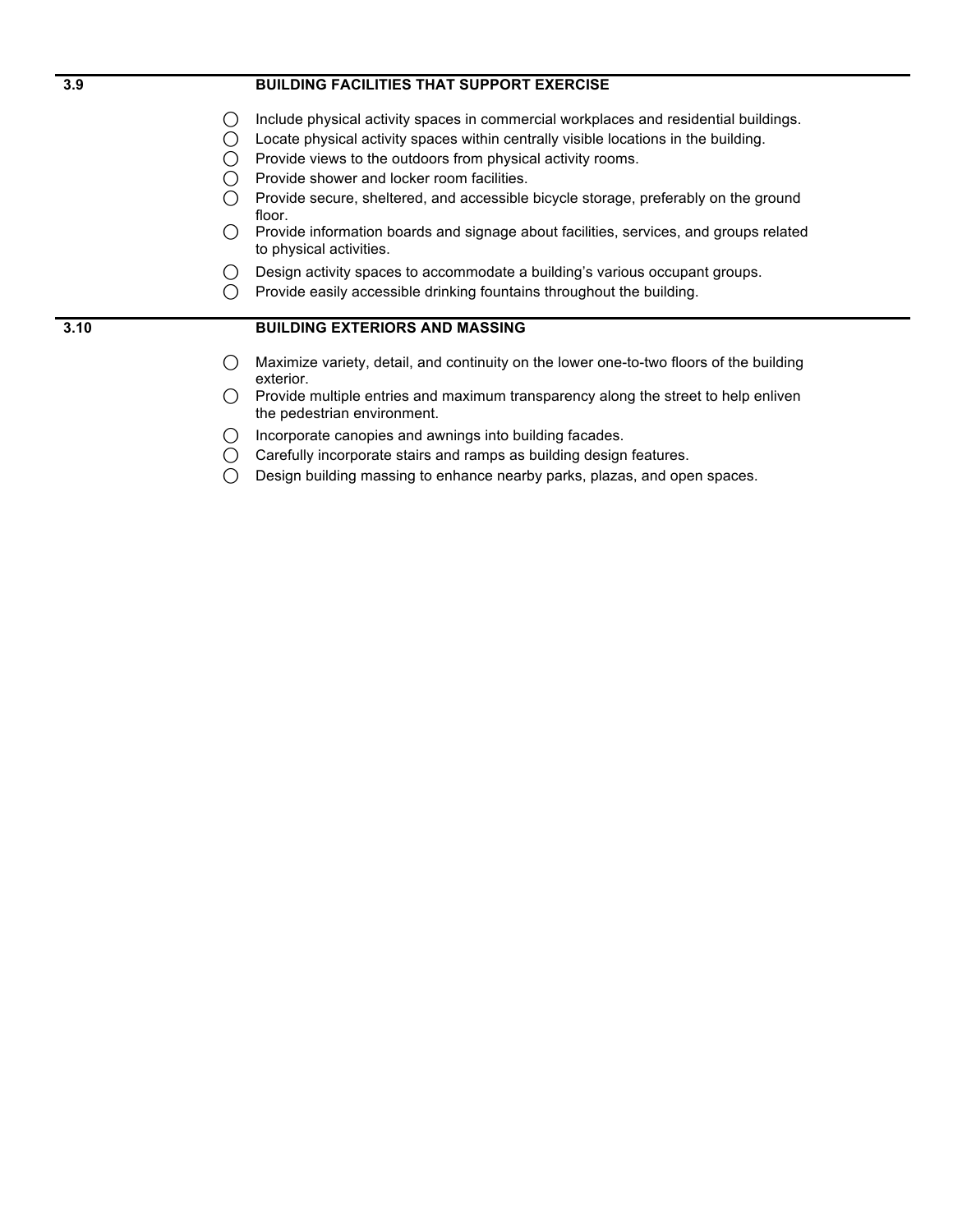### 3.9 BUILDING FACILITIES THAT SUPPORT EXERCISE

- ◯ Include physical activity spaces in commercial workplaces and residential buildings.
- ◯ Locate physical activity spaces within centrally visible locations in the building.
- ◯ Provide views to the outdoors from physical activity rooms.
- ◯ Provide shower and locker room facilities.
- ◯ Provide secure, sheltered, and accessible bicycle storage, preferably on the ground floor.
- ◯ Provide information boards and signage about facilities, services, and groups related to physical activities.
- ◯ Design activity spaces to accommodate a building's various occupant groups.
- ◯ Provide easily accessible drinking fountains throughout the building.

### 3.10 BUILDING EXTERIORS AND MASSING

- ◯ Maximize variety, detail, and continuity on the lower one-to-two floors of the building exterior.
- ◯ Provide multiple entries and maximum transparency along the street to help enliven the pedestrian environment.
- ◯ Incorporate canopies and awnings into building facades.
- ◯ Carefully incorporate stairs and ramps as building design features.
- ◯ Design building massing to enhance nearby parks, plazas, and open spaces.